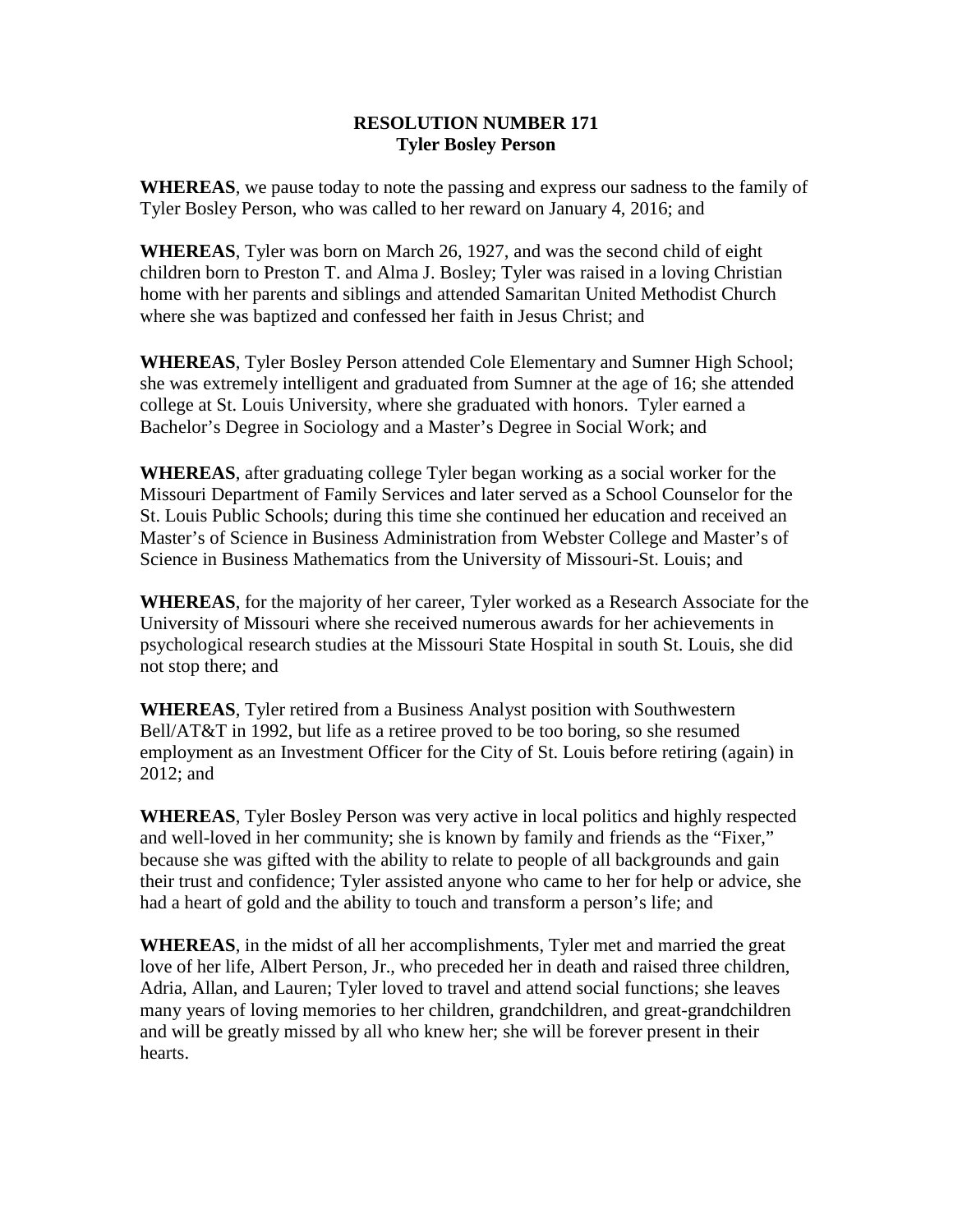**RESOLUTION NUMBER 171**
**Tyler Bosley Person**

**WHEREAS**, we pause today to note the passing and express our sadness to the family of Tyler Bosley Person, who was called to her reward on January 4, 2016; and

**WHEREAS**, Tyler was born on March 26, 1927, and was the second child of eight children born to Preston T. and Alma J. Bosley; Tyler was raised in a loving Christian home with her parents and siblings and attended Samaritan United Methodist Church where she was baptized and confessed her faith in Jesus Christ; and

**WHEREAS**, Tyler Bosley Person attended Cole Elementary and Sumner High School; she was extremely intelligent and graduated from Sumner at the age of 16; she attended college at St. Louis University, where she graduated with honors. Tyler earned a Bachelor's Degree in Sociology and a Master's Degree in Social Work; and

**WHEREAS**, after graduating college Tyler began working as a social worker for the Missouri Department of Family Services and later served as a School Counselor for the St. Louis Public Schools; during this time she continued her education and received an Master's of Science in Business Administration from Webster College and Master's of Science in Business Mathematics from the University of Missouri-St. Louis; and

**WHEREAS**, for the majority of her career, Tyler worked as a Research Associate for the University of Missouri where she received numerous awards for her achievements in psychological research studies at the Missouri State Hospital in south St. Louis, she did not stop there; and

**WHEREAS**, Tyler retired from a Business Analyst position with Southwestern Bell/AT&T in 1992, but life as a retiree proved to be too boring, so she resumed employment as an Investment Officer for the City of St. Louis before retiring (again) in 2012; and

**WHEREAS**, Tyler Bosley Person was very active in local politics and highly respected and well-loved in her community; she is known by family and friends as the "Fixer," because she was gifted with the ability to relate to people of all backgrounds and gain their trust and confidence; Tyler assisted anyone who came to her for help or advice, she had a heart of gold and the ability to touch and transform a person's life; and

**WHEREAS**, in the midst of all her accomplishments, Tyler met and married the great love of her life, Albert Person, Jr., who preceded her in death and raised three children, Adria, Allan, and Lauren; Tyler loved to travel and attend social functions; she leaves many years of loving memories to her children, grandchildren, and great-grandchildren and will be greatly missed by all who knew her; she will be forever present in their hearts.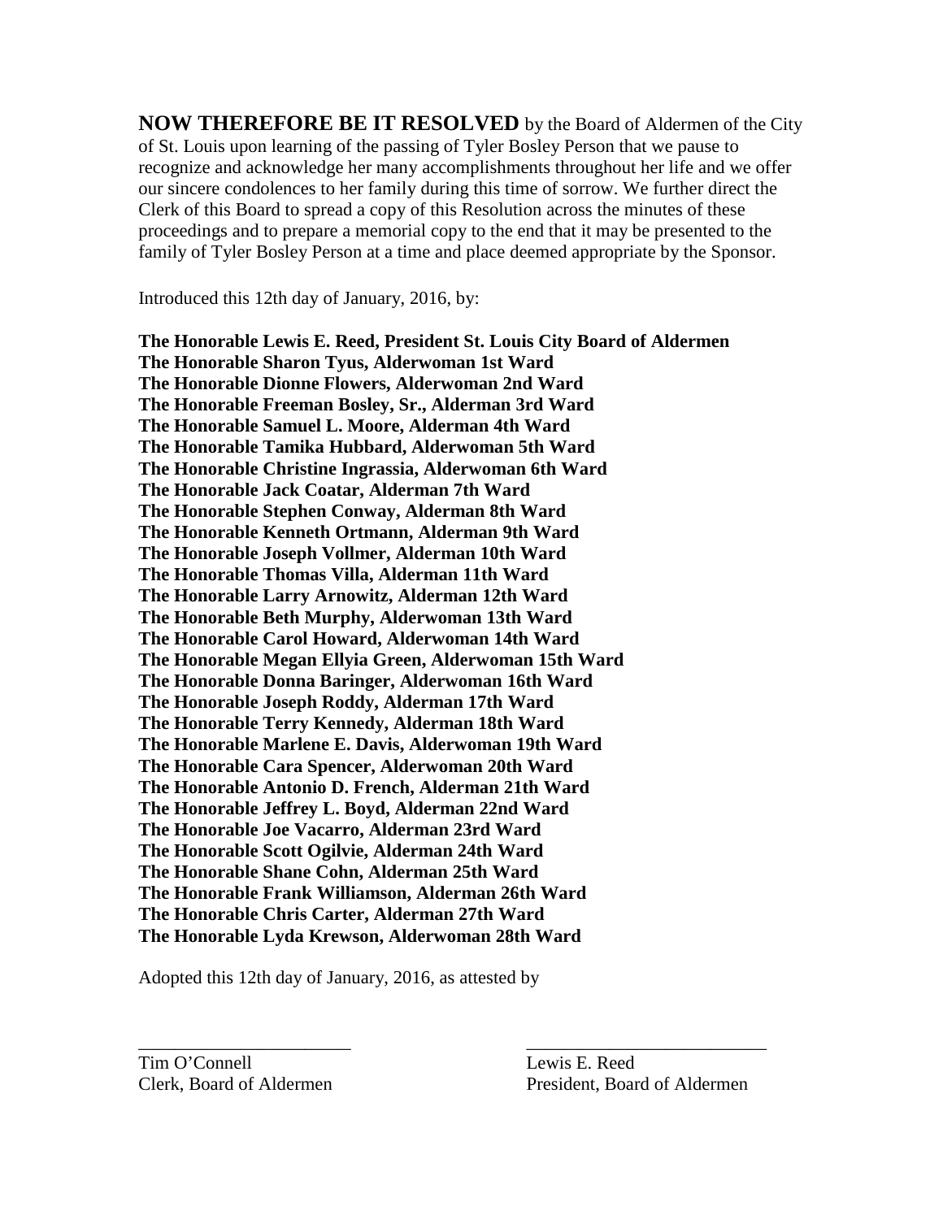**NOW THEREFORE BE IT RESOLVED** by the Board of Aldermen of the City of St. Louis upon learning of the passing of Tyler Bosley Person that we pause to recognize and acknowledge her many accomplishments throughout her life and we offer our sincere condolences to her family during this time of sorrow. We further direct the Clerk of this Board to spread a copy of this Resolution across the minutes of these proceedings and to prepare a memorial copy to the end that it may be presented to the family of Tyler Bosley Person at a time and place deemed appropriate by the Sponsor.

Introduced this 12th day of January, 2016, by:

**The Honorable Lewis E. Reed, President St. Louis City Board of Aldermen**
**The Honorable Sharon Tyus, Alderwoman 1st Ward**
**The Honorable Dionne Flowers, Alderwoman 2nd Ward**
**The Honorable Freeman Bosley, Sr., Alderman 3rd Ward**
**The Honorable Samuel L. Moore, Alderman 4th Ward**
**The Honorable Tamika Hubbard, Alderwoman 5th Ward**
**The Honorable Christine Ingrassia, Alderwoman 6th Ward**
**The Honorable Jack Coatar, Alderman 7th Ward**
**The Honorable Stephen Conway, Alderman 8th Ward**
**The Honorable Kenneth Ortmann, Alderman 9th Ward**
**The Honorable Joseph Vollmer, Alderman 10th Ward**
**The Honorable Thomas Villa, Alderman 11th Ward**
**The Honorable Larry Arnowitz, Alderman 12th Ward**
**The Honorable Beth Murphy, Alderwoman 13th Ward**
**The Honorable Carol Howard, Alderwoman 14th Ward**
**The Honorable Megan Ellyia Green, Alderwoman 15th Ward**
**The Honorable Donna Baringer, Alderwoman 16th Ward**
**The Honorable Joseph Roddy, Alderman 17th Ward**
**The Honorable Terry Kennedy, Alderman 18th Ward**
**The Honorable Marlene E. Davis, Alderwoman 19th Ward**
**The Honorable Cara Spencer, Alderwoman 20th Ward**
**The Honorable Antonio D. French, Alderman 21th Ward**
**The Honorable Jeffrey L. Boyd, Alderman 22nd Ward**
**The Honorable Joe Vacarro, Alderman 23rd Ward**
**The Honorable Scott Ogilvie, Alderman 24th Ward**
**The Honorable Shane Cohn, Alderman 25th Ward**
**The Honorable Frank Williamson, Alderman 26th Ward**
**The Honorable Chris Carter, Alderman 27th Ward**
**The Honorable Lyda Krewson, Alderwoman 28th Ward**

Adopted this 12th day of January, 2016, as attested by

_______________________

Tim O'Connell
Clerk, Board of Aldermen

_________________________

Lewis E. Reed
President, Board of Aldermen